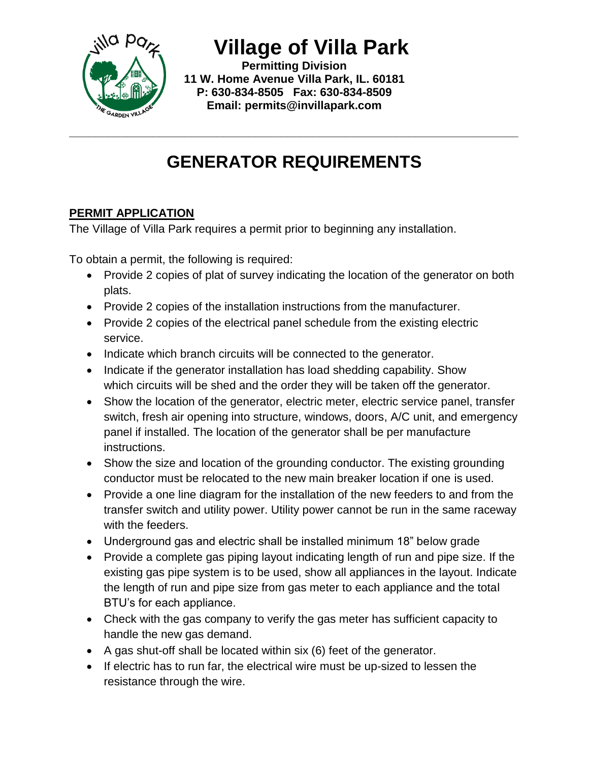# Village of Villa Park

**Permitting Division**
**11 W. Home Avenue Villa Park, IL. 60181**
**P: 630-834-8505 Fax: 630-834-8509**
**Email: permits@invillapark.com**

---

# GENERATOR REQUIREMENTS

## PERMIT APPLICATION

The Village of Villa Park requires a permit prior to beginning any installation.

To obtain a permit, the following is required:

- Provide 2 copies of plat of survey indicating the location of the generator on both plats.
- Provide 2 copies of the installation instructions from the manufacturer.
- Provide 2 copies of the electrical panel schedule from the existing electric service.
- Indicate which branch circuits will be connected to the generator.
- Indicate if the generator installation has load shedding capability. Show which circuits will be shed and the order they will be taken off the generator.
- Show the location of the generator, electric meter, electric service panel, transfer switch, fresh air opening into structure, windows, doors, A/C unit, and emergency panel if installed. The location of the generator shall be per manufacture instructions.
- Show the size and location of the grounding conductor. The existing grounding conductor must be relocated to the new main breaker location if one is used.
- Provide a one line diagram for the installation of the new feeders to and from the transfer switch and utility power. Utility power cannot be run in the same raceway with the feeders.
- Underground gas and electric shall be installed minimum 18" below grade
- Provide a complete gas piping layout indicating length of run and pipe size. If the existing gas pipe system is to be used, show all appliances in the layout. Indicate the length of run and pipe size from gas meter to each appliance and the total BTU's for each appliance.
- Check with the gas company to verify the gas meter has sufficient capacity to handle the new gas demand.
- A gas shut-off shall be located within six (6) feet of the generator.
- If electric has to run far, the electrical wire must be up-sized to lessen the resistance through the wire.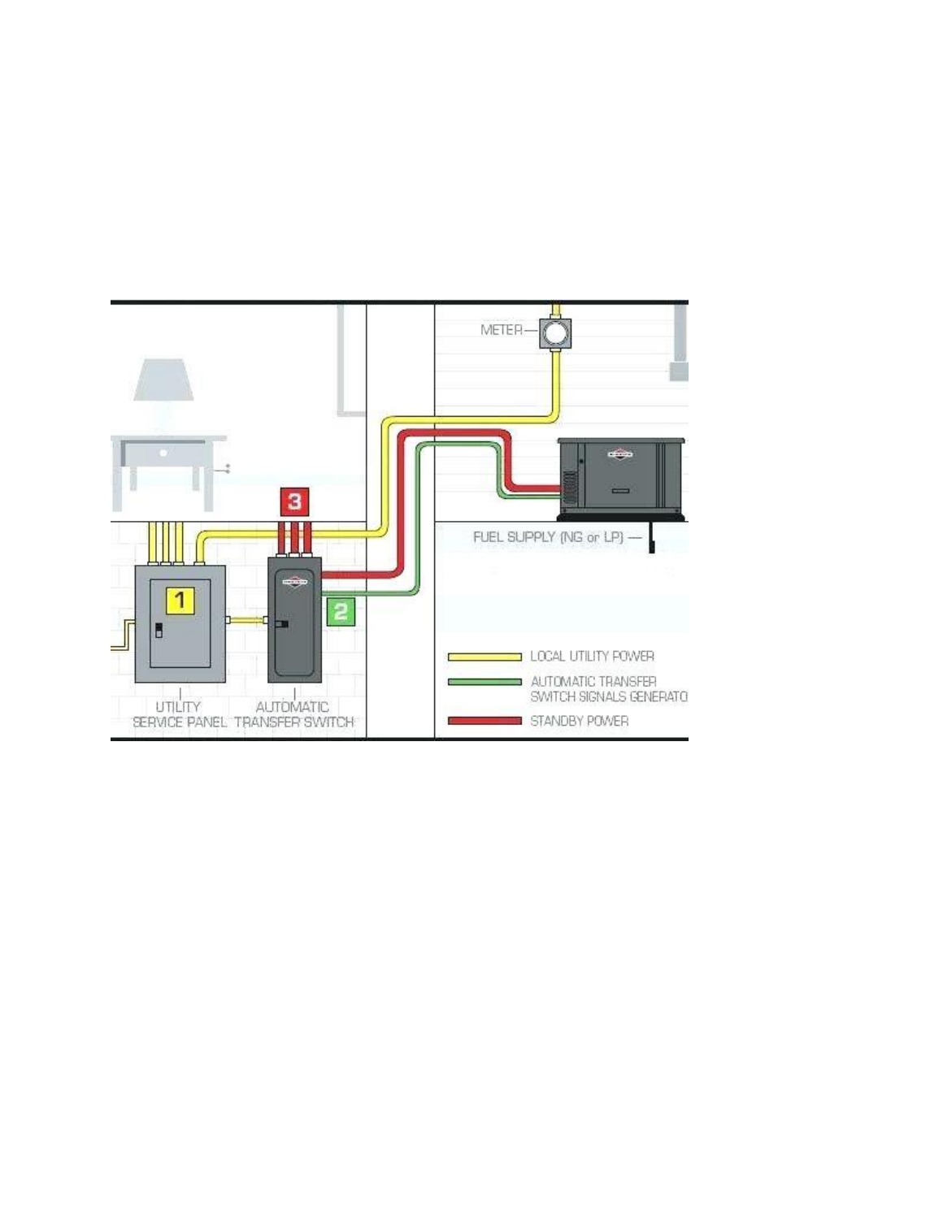METER

3

1

2

FUEL SUPPLY (NG or LP)

UTILITY
SERVICE PANEL

AUTOMATIC
TRANSFER SWITCH

LOCAL UTILITY POWER

AUTOMATIC TRANSFER
SWITCH SIGNALS GENERATO

STANDBY POWER